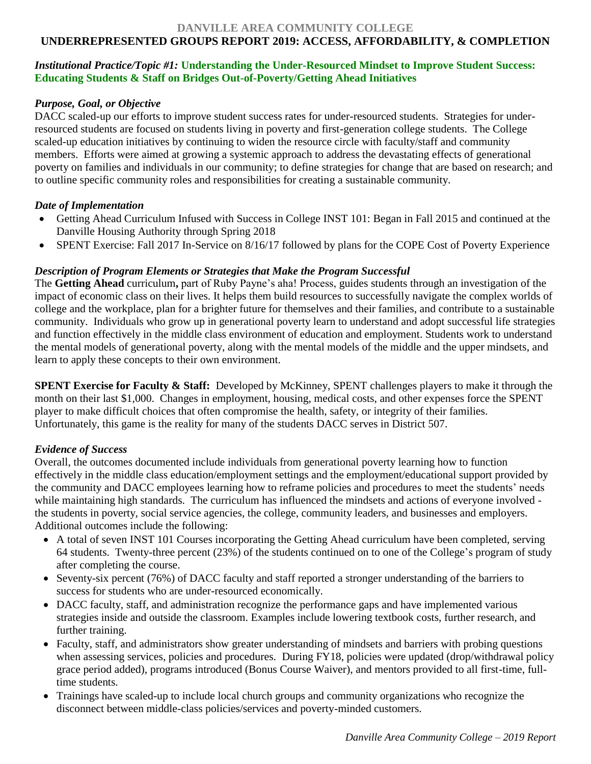# DANVILLE AREA COMMUNITY COLLEGE
# UNDERREPRESENTED GROUPS REPORT 2019: ACCESS, AFFORDABILITY, & COMPLETION

## *Institutional Practice/Topic #1:* Understanding the Under-Resourced Mindset to Improve Student Success: Educating Students & Staff on Bridges Out-of-Poverty/Getting Ahead Initiatives

### *Purpose, Goal, or Objective*

DACC scaled-up our efforts to improve student success rates for under-resourced students. Strategies for under-resourced students are focused on students living in poverty and first-generation college students. The College scaled-up education initiatives by continuing to widen the resource circle with faculty/staff and community members. Efforts were aimed at growing a systemic approach to address the devastating effects of generational poverty on families and individuals in our community; to define strategies for change that are based on research; and to outline specific community roles and responsibilities for creating a sustainable community.

### *Date of Implementation*

- Getting Ahead Curriculum Infused with Success in College INST 101: Began in Fall 2015 and continued at the Danville Housing Authority through Spring 2018
- SPENT Exercise: Fall 2017 In-Service on 8/16/17 followed by plans for the COPE Cost of Poverty Experience

### *Description of Program Elements or Strategies that Make the Program Successful*

The **Getting Ahead** curriculum**,** part of Ruby Payne's aha! Process, guides students through an investigation of the impact of economic class on their lives. It helps them build resources to successfully navigate the complex worlds of college and the workplace, plan for a brighter future for themselves and their families, and contribute to a sustainable community. Individuals who grow up in generational poverty learn to understand and adopt successful life strategies and function effectively in the middle class environment of education and employment. Students work to understand the mental models of generational poverty, along with the mental models of the middle and the upper mindsets, and learn to apply these concepts to their own environment.

**SPENT Exercise for Faculty & Staff:** Developed by McKinney, SPENT challenges players to make it through the month on their last $1,000. Changes in employment, housing, medical costs, and other expenses force the SPENT player to make difficult choices that often compromise the health, safety, or integrity of their families. Unfortunately, this game is the reality for many of the students DACC serves in District 507.

### *Evidence of Success*

Overall, the outcomes documented include individuals from generational poverty learning how to function effectively in the middle class education/employment settings and the employment/educational support provided by the community and DACC employees learning how to reframe policies and procedures to meet the students' needs while maintaining high standards. The curriculum has influenced the mindsets and actions of everyone involved - the students in poverty, social service agencies, the college, community leaders, and businesses and employers. Additional outcomes include the following:

- A total of seven INST 101 Courses incorporating the Getting Ahead curriculum have been completed, serving 64 students. Twenty-three percent (23%) of the students continued on to one of the College's program of study after completing the course.
- Seventy-six percent (76%) of DACC faculty and staff reported a stronger understanding of the barriers to success for students who are under-resourced economically.
- DACC faculty, staff, and administration recognize the performance gaps and have implemented various strategies inside and outside the classroom. Examples include lowering textbook costs, further research, and further training.
- Faculty, staff, and administrators show greater understanding of mindsets and barriers with probing questions when assessing services, policies and procedures. During FY18, policies were updated (drop/withdrawal policy grace period added), programs introduced (Bonus Course Waiver), and mentors provided to all first-time, full-time students.
- Trainings have scaled-up to include local church groups and community organizations who recognize the disconnect between middle-class policies/services and poverty-minded customers.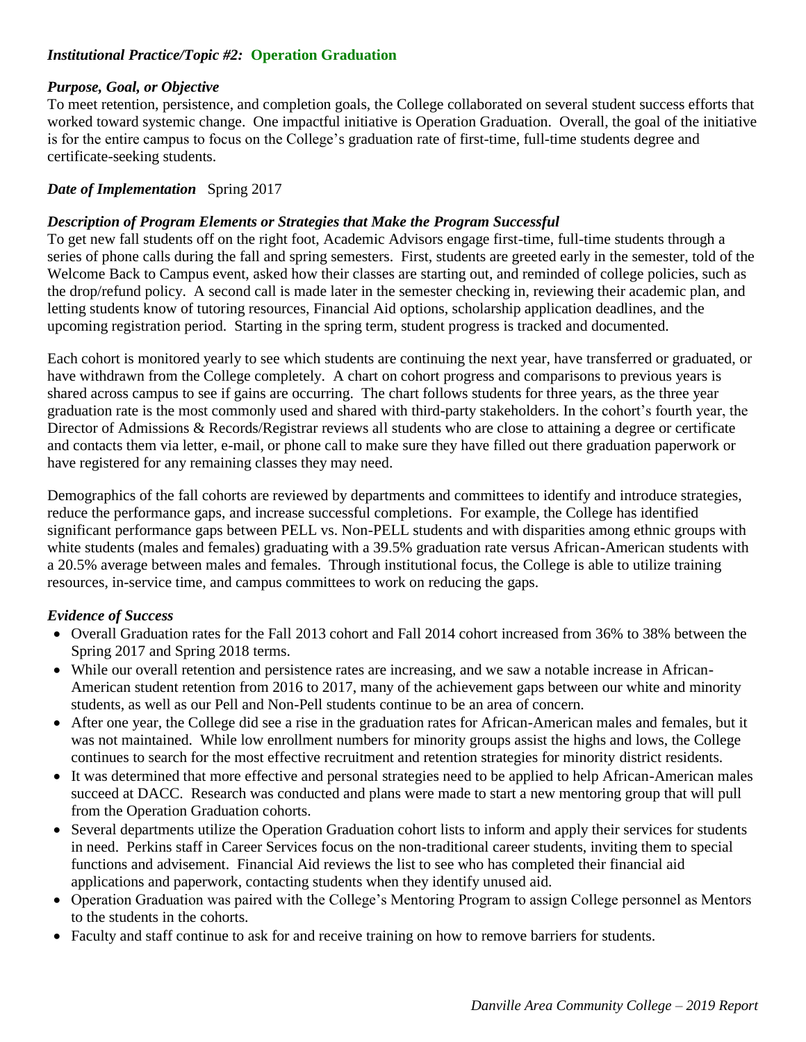***Institutional Practice/Topic #2:*** **Operation Graduation**

***Purpose, Goal, or Objective***

To meet retention, persistence, and completion goals, the College collaborated on several student success efforts that worked toward systemic change. One impactful initiative is Operation Graduation. Overall, the goal of the initiative is for the entire campus to focus on the College's graduation rate of first-time, full-time students degree and certificate-seeking students.

***Date of Implementation*** Spring 2017

***Description of Program Elements or Strategies that Make the Program Successful***

To get new fall students off on the right foot, Academic Advisors engage first-time, full-time students through a series of phone calls during the fall and spring semesters. First, students are greeted early in the semester, told of the Welcome Back to Campus event, asked how their classes are starting out, and reminded of college policies, such as the drop/refund policy. A second call is made later in the semester checking in, reviewing their academic plan, and letting students know of tutoring resources, Financial Aid options, scholarship application deadlines, and the upcoming registration period. Starting in the spring term, student progress is tracked and documented.

Each cohort is monitored yearly to see which students are continuing the next year, have transferred or graduated, or have withdrawn from the College completely. A chart on cohort progress and comparisons to previous years is shared across campus to see if gains are occurring. The chart follows students for three years, as the three year graduation rate is the most commonly used and shared with third-party stakeholders. In the cohort's fourth year, the Director of Admissions & Records/Registrar reviews all students who are close to attaining a degree or certificate and contacts them via letter, e-mail, or phone call to make sure they have filled out there graduation paperwork or have registered for any remaining classes they may need.

Demographics of the fall cohorts are reviewed by departments and committees to identify and introduce strategies, reduce the performance gaps, and increase successful completions. For example, the College has identified significant performance gaps between PELL vs. Non-PELL students and with disparities among ethnic groups with white students (males and females) graduating with a 39.5% graduation rate versus African-American students with a 20.5% average between males and females. Through institutional focus, the College is able to utilize training resources, in-service time, and campus committees to work on reducing the gaps.

***Evidence of Success***

- Overall Graduation rates for the Fall 2013 cohort and Fall 2014 cohort increased from 36% to 38% between the Spring 2017 and Spring 2018 terms.
- While our overall retention and persistence rates are increasing, and we saw a notable increase in African-American student retention from 2016 to 2017, many of the achievement gaps between our white and minority students, as well as our Pell and Non-Pell students continue to be an area of concern.
- After one year, the College did see a rise in the graduation rates for African-American males and females, but it was not maintained. While low enrollment numbers for minority groups assist the highs and lows, the College continues to search for the most effective recruitment and retention strategies for minority district residents.
- It was determined that more effective and personal strategies need to be applied to help African-American males succeed at DACC. Research was conducted and plans were made to start a new mentoring group that will pull from the Operation Graduation cohorts.
- Several departments utilize the Operation Graduation cohort lists to inform and apply their services for students in need. Perkins staff in Career Services focus on the non-traditional career students, inviting them to special functions and advisement. Financial Aid reviews the list to see who has completed their financial aid applications and paperwork, contacting students when they identify unused aid.
- Operation Graduation was paired with the College's Mentoring Program to assign College personnel as Mentors to the students in the cohorts.
- Faculty and staff continue to ask for and receive training on how to remove barriers for students.